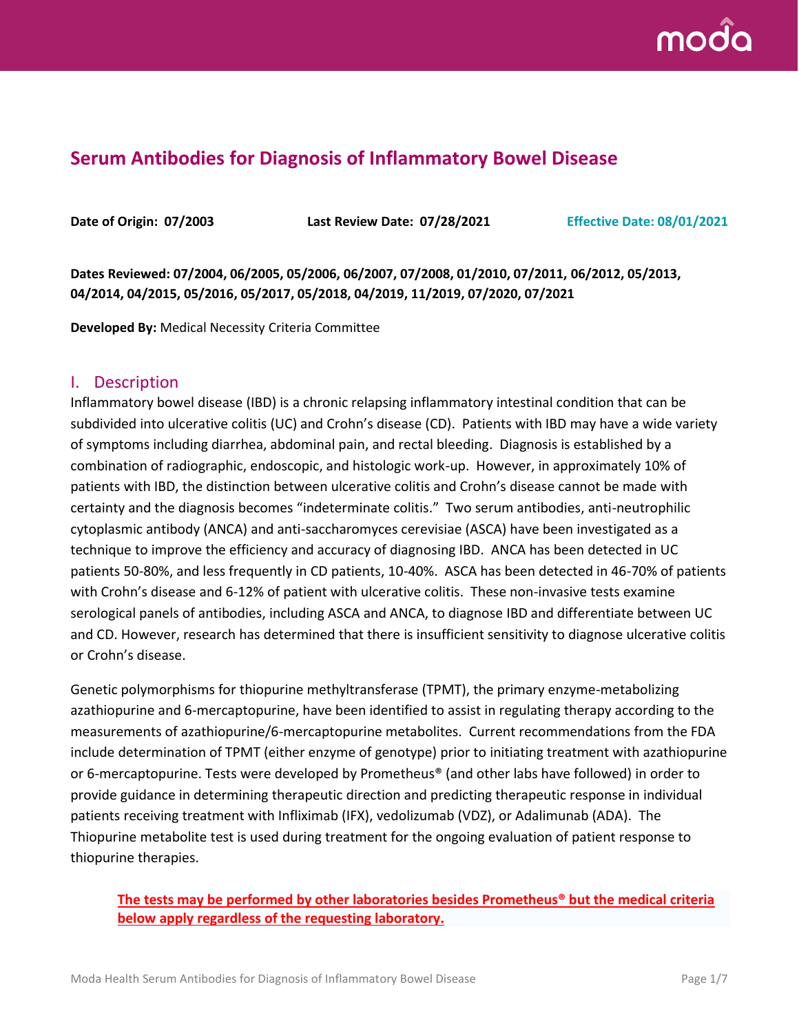# Serum Antibodies for Diagnosis of Inflammatory Bowel Disease

**Date of Origin: 07/2003** **Last Review Date: 07/28/2021** **Effective Date: 08/01/2021**

**Dates Reviewed: 07/2004, 06/2005, 05/2006, 06/2007, 07/2008, 01/2010, 07/2011, 06/2012, 05/2013, 04/2014, 04/2015, 05/2016, 05/2017, 05/2018, 04/2019, 11/2019, 07/2020, 07/2021**

**Developed By:** Medical Necessity Criteria Committee

## I. Description

Inflammatory bowel disease (IBD) is a chronic relapsing inflammatory intestinal condition that can be subdivided into ulcerative colitis (UC) and Crohn's disease (CD). Patients with IBD may have a wide variety of symptoms including diarrhea, abdominal pain, and rectal bleeding. Diagnosis is established by a combination of radiographic, endoscopic, and histologic work-up. However, in approximately 10% of patients with IBD, the distinction between ulcerative colitis and Crohn's disease cannot be made with certainty and the diagnosis becomes "indeterminate colitis." Two serum antibodies, anti-neutrophilic cytoplasmic antibody (ANCA) and anti-saccharomyces cerevisiae (ASCA) have been investigated as a technique to improve the efficiency and accuracy of diagnosing IBD. ANCA has been detected in UC patients 50-80%, and less frequently in CD patients, 10-40%. ASCA has been detected in 46-70% of patients with Crohn's disease and 6-12% of patient with ulcerative colitis. These non-invasive tests examine serological panels of antibodies, including ASCA and ANCA, to diagnose IBD and differentiate between UC and CD. However, research has determined that there is insufficient sensitivity to diagnose ulcerative colitis or Crohn's disease.

Genetic polymorphisms for thiopurine methyltransferase (TPMT), the primary enzyme-metabolizing azathiopurine and 6-mercaptopurine, have been identified to assist in regulating therapy according to the measurements of azathiopurine/6-mercaptopurine metabolites. Current recommendations from the FDA include determination of TPMT (either enzyme of genotype) prior to initiating treatment with azathiopurine or 6-mercaptopurine. Tests were developed by Prometheus® (and other labs have followed) in order to provide guidance in determining therapeutic direction and predicting therapeutic response in individual patients receiving treatment with Infliximab (IFX), vedolizumab (VDZ), or Adalimunab (ADA). The Thiopurine metabolite test is used during treatment for the ongoing evaluation of patient response to thiopurine therapies.

**The tests may be performed by other laboratories besides Prometheus® but the medical criteria below apply regardless of the requesting laboratory.**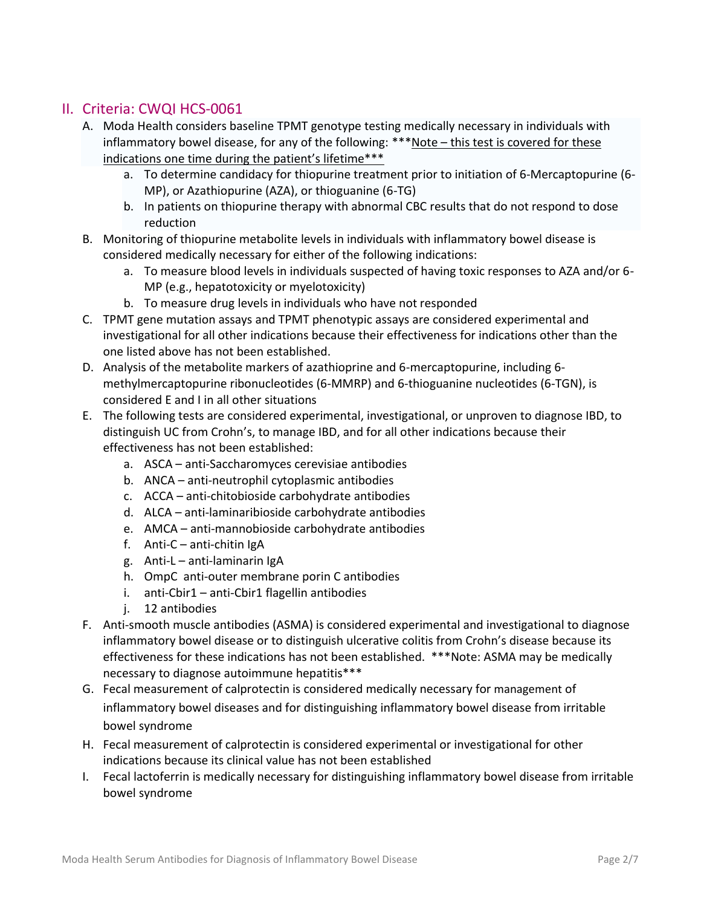## II. Criteria: CWQI HCS-0061

A. Moda Health considers baseline TPMT genotype testing medically necessary in individuals with inflammatory bowel disease, for any of the following: ***Note – this test is covered for these indications one time during the patient's lifetime***
   a. To determine candidacy for thiopurine treatment prior to initiation of 6-Mercaptopurine (6-MP), or Azathiopurine (AZA), or thioguanine (6-TG)
   b. In patients on thiopurine therapy with abnormal CBC results that do not respond to dose reduction

B. Monitoring of thiopurine metabolite levels in individuals with inflammatory bowel disease is considered medically necessary for either of the following indications:
   a. To measure blood levels in individuals suspected of having toxic responses to AZA and/or 6-MP (e.g., hepatotoxicity or myelotoxicity)
   b. To measure drug levels in individuals who have not responded

C. TPMT gene mutation assays and TPMT phenotypic assays are considered experimental and investigational for all other indications because their effectiveness for indications other than the one listed above has not been established.

D. Analysis of the metabolite markers of azathioprine and 6-mercaptopurine, including 6-methylmercaptopurine ribonucleotides (6-MMRP) and 6-thioguanine nucleotides (6-TGN), is considered E and I in all other situations

E. The following tests are considered experimental, investigational, or unproven to diagnose IBD, to distinguish UC from Crohn's, to manage IBD, and for all other indications because their effectiveness has not been established:
   a. ASCA – anti-Saccharomyces cerevisiae antibodies
   b. ANCA – anti-neutrophil cytoplasmic antibodies
   c. ACCA – anti-chitobioside carbohydrate antibodies
   d. ALCA – anti-laminaribioside carbohydrate antibodies
   e. AMCA – anti-mannobioside carbohydrate antibodies
   f. Anti-C – anti-chitin IgA
   g. Anti-L – anti-laminarin IgA
   h. OmpC anti-outer membrane porin C antibodies
   i. anti-Cbir1 – anti-Cbir1 flagellin antibodies
   j. 12 antibodies

F. Anti-smooth muscle antibodies (ASMA) is considered experimental and investigational to diagnose inflammatory bowel disease or to distinguish ulcerative colitis from Crohn's disease because its effectiveness for these indications has not been established. ***Note: ASMA may be medically necessary to diagnose autoimmune hepatitis***

G. Fecal measurement of calprotectin is considered medically necessary for management of inflammatory bowel diseases and for distinguishing inflammatory bowel disease from irritable bowel syndrome

H. Fecal measurement of calprotectin is considered experimental or investigational for other indications because its clinical value has not been established

I. Fecal lactoferrin is medically necessary for distinguishing inflammatory bowel disease from irritable bowel syndrome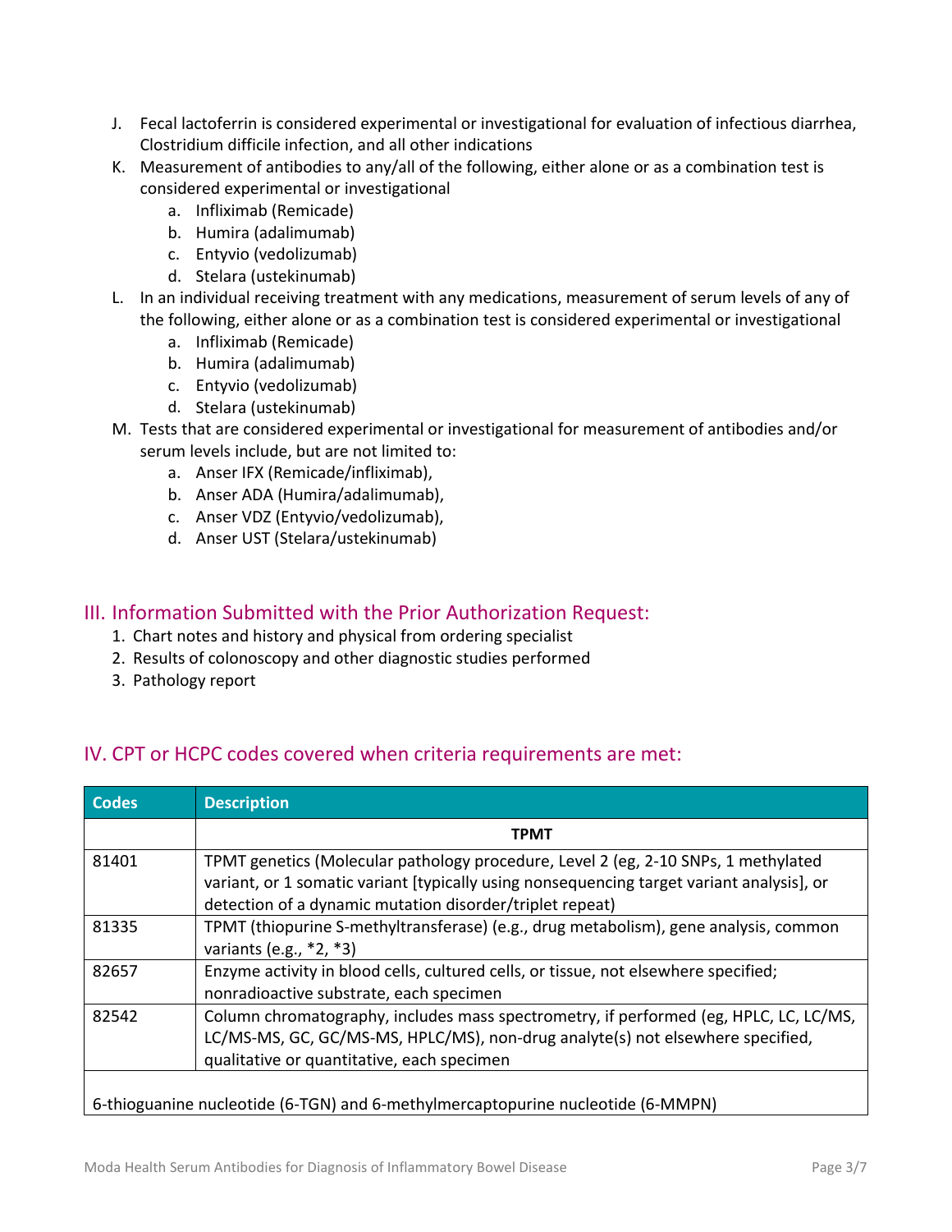J. Fecal lactoferrin is considered experimental or investigational for evaluation of infectious diarrhea, Clostridium difficile infection, and all other indications
K. Measurement of antibodies to any/all of the following, either alone or as a combination test is considered experimental or investigational
   a. Infliximab (Remicade)
   b. Humira (adalimumab)
   c. Entyvio (vedolizumab)
   d. Stelara (ustekinumab)
L. In an individual receiving treatment with any medications, measurement of serum levels of any of the following, either alone or as a combination test is considered experimental or investigational
   a. Infliximab (Remicade)
   b. Humira (adalimumab)
   c. Entyvio (vedolizumab)
   d. Stelara (ustekinumab)
M. Tests that are considered experimental or investigational for measurement of antibodies and/or serum levels include, but are not limited to:
   a. Anser IFX (Remicade/infliximab),
   b. Anser ADA (Humira/adalimumab),
   c. Anser VDZ (Entyvio/vedolizumab),
   d. Anser UST (Stelara/ustekinumab)

## III. Information Submitted with the Prior Authorization Request:

1. Chart notes and history and physical from ordering specialist
2. Results of colonoscopy and other diagnostic studies performed
3. Pathology report

## IV. CPT or HCPC codes covered when criteria requirements are met:

| Codes | Description |
|---|---|
| | **TPMT** |
| 81401 | TPMT genetics (Molecular pathology procedure, Level 2 (eg, 2-10 SNPs, 1 methylated variant, or 1 somatic variant [typically using nonsequencing target variant analysis], or detection of a dynamic mutation disorder/triplet repeat) |
| 81335 | TPMT (thiopurine S-methyltransferase) (e.g., drug metabolism), gene analysis, common variants (e.g., *2, *3) |
| 82657 | Enzyme activity in blood cells, cultured cells, or tissue, not elsewhere specified; nonradioactive substrate, each specimen |
| 82542 | Column chromatography, includes mass spectrometry, if performed (eg, HPLC, LC, LC/MS, LC/MS-MS, GC, GC/MS-MS, HPLC/MS), non-drug analyte(s) not elsewhere specified, qualitative or quantitative, each specimen |
| 6-thioguanine nucleotide (6-TGN) and 6-methylmercaptopurine nucleotide (6-MMPN) | |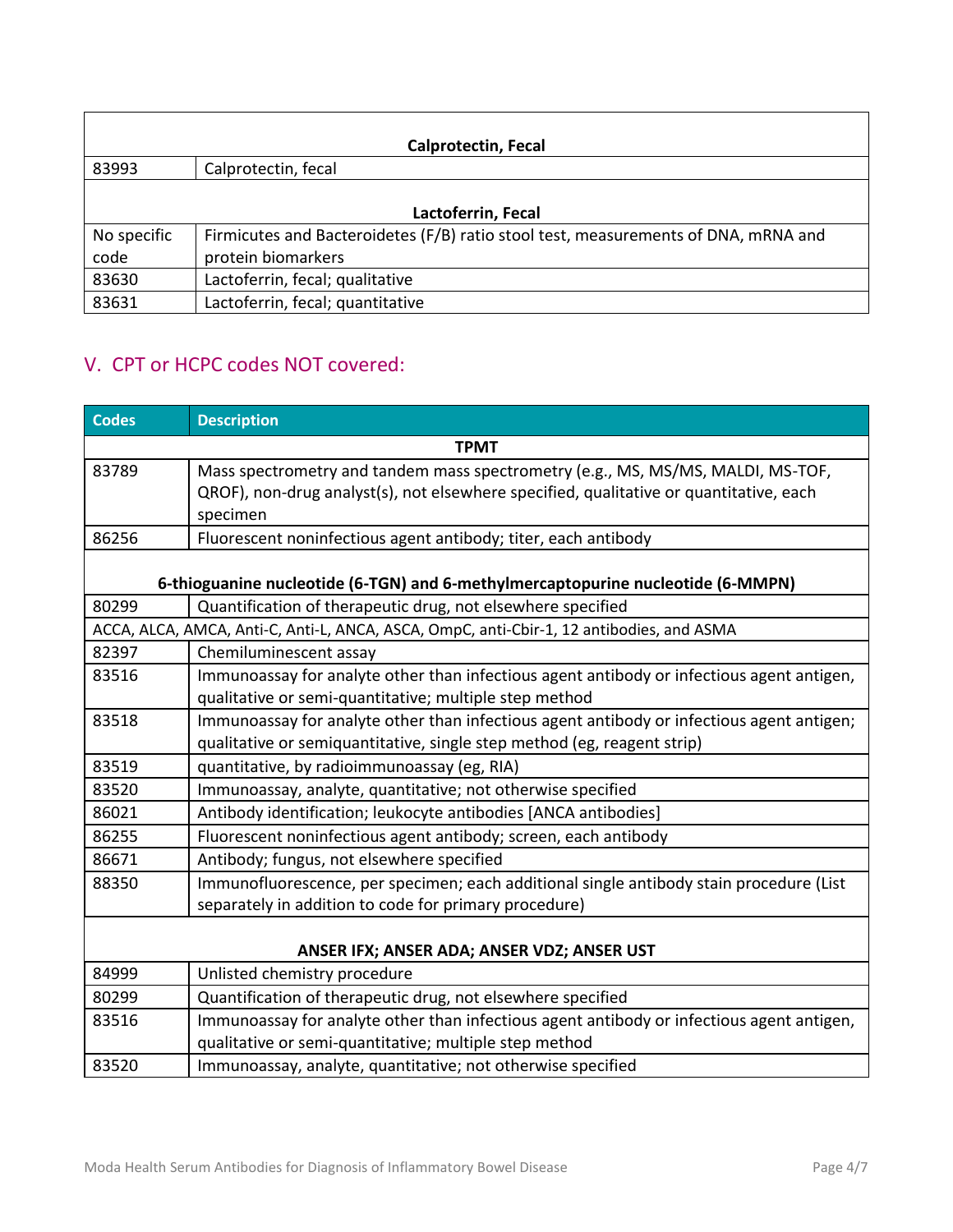| | |
|---|---|
| **Calprotectin, Fecal** | |
| 83993 | Calprotectin, fecal |
| **Lactoferrin, Fecal** | |
| No specific code | Firmicutes and Bacteroidetes (F/B) ratio stool test, measurements of DNA, mRNA and protein biomarkers |
| 83630 | Lactoferrin, fecal; qualitative |
| 83631 | Lactoferrin, fecal; quantitative |

## V. CPT or HCPC codes NOT covered:

| Codes | Description |
|---|---|
| **TPMT** | |
| 83789 | Mass spectrometry and tandem mass spectrometry (e.g., MS, MS/MS, MALDI, MS-TOF, QROF), non-drug analyst(s), not elsewhere specified, qualitative or quantitative, each specimen |
| 86256 | Fluorescent noninfectious agent antibody; titer, each antibody |
| **6-thioguanine nucleotide (6-TGN) and 6-methylmercaptopurine nucleotide (6-MMPN)** | |
| 80299 | Quantification of therapeutic drug, not elsewhere specified |
| ACCA, ALCA, AMCA, Anti-C, Anti-L, ANCA, ASCA, OmpC, anti-Cbir-1, 12 antibodies, and ASMA | |
| 82397 | Chemiluminescent assay |
| 83516 | Immunoassay for analyte other than infectious agent antibody or infectious agent antigen, qualitative or semi-quantitative; multiple step method |
| 83518 | Immunoassay for analyte other than infectious agent antibody or infectious agent antigen; qualitative or semiquantitative, single step method (eg, reagent strip) |
| 83519 | quantitative, by radioimmunoassay (eg, RIA) |
| 83520 | Immunoassay, analyte, quantitative; not otherwise specified |
| 86021 | Antibody identification; leukocyte antibodies [ANCA antibodies] |
| 86255 | Fluorescent noninfectious agent antibody; screen, each antibody |
| 86671 | Antibody; fungus, not elsewhere specified |
| 88350 | Immunofluorescence, per specimen; each additional single antibody stain procedure (List separately in addition to code for primary procedure) |
| **ANSER IFX; ANSER ADA; ANSER VDZ; ANSER UST** | |
| 84999 | Unlisted chemistry procedure |
| 80299 | Quantification of therapeutic drug, not elsewhere specified |
| 83516 | Immunoassay for analyte other than infectious agent antibody or infectious agent antigen, qualitative or semi-quantitative; multiple step method |
| 83520 | Immunoassay, analyte, quantitative; not otherwise specified |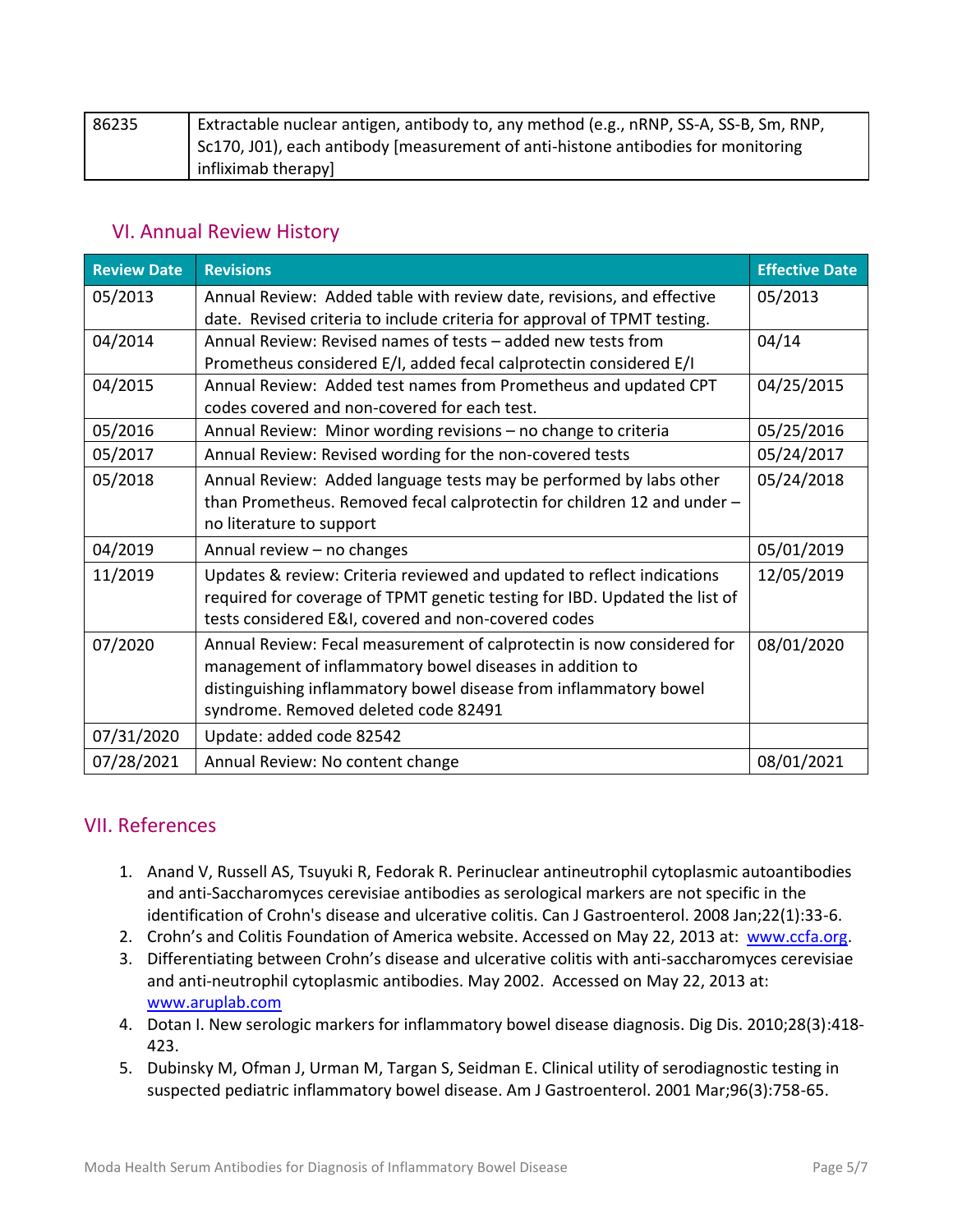| 86235 | Extractable nuclear antigen, antibody to, any method (e.g., nRNP, SS-A, SS-B, Sm, RNP, Sc170, J01), each antibody [measurement of anti-histone antibodies for monitoring infliximab therapy] |
|---|---|

## VI. Annual Review History

| Review Date | Revisions | Effective Date |
|---|---|---|
| 05/2013 | Annual Review: Added table with review date, revisions, and effective date. Revised criteria to include criteria for approval of TPMT testing. | 05/2013 |
| 04/2014 | Annual Review: Revised names of tests – added new tests from Prometheus considered E/I, added fecal calprotectin considered E/I | 04/14 |
| 04/2015 | Annual Review: Added test names from Prometheus and updated CPT codes covered and non-covered for each test. | 04/25/2015 |
| 05/2016 | Annual Review: Minor wording revisions – no change to criteria | 05/25/2016 |
| 05/2017 | Annual Review: Revised wording for the non-covered tests | 05/24/2017 |
| 05/2018 | Annual Review: Added language tests may be performed by labs other than Prometheus. Removed fecal calprotectin for children 12 and under – no literature to support | 05/24/2018 |
| 04/2019 | Annual review – no changes | 05/01/2019 |
| 11/2019 | Updates & review: Criteria reviewed and updated to reflect indications required for coverage of TPMT genetic testing for IBD. Updated the list of tests considered E&I, covered and non-covered codes | 12/05/2019 |
| 07/2020 | Annual Review: Fecal measurement of calprotectin is now considered for management of inflammatory bowel diseases in addition to distinguishing inflammatory bowel disease from inflammatory bowel syndrome. Removed deleted code 82491 | 08/01/2020 |
| 07/31/2020 | Update: added code 82542 | |
| 07/28/2021 | Annual Review: No content change | 08/01/2021 |

## VII. References

1. Anand V, Russell AS, Tsuyuki R, Fedorak R. Perinuclear antineutrophil cytoplasmic autoantibodies and anti-Saccharomyces cerevisiae antibodies as serological markers are not specific in the identification of Crohn's disease and ulcerative colitis. Can J Gastroenterol. 2008 Jan;22(1):33-6.
2. Crohn's and Colitis Foundation of America website. Accessed on May 22, 2013 at: www.ccfa.org.
3. Differentiating between Crohn's disease and ulcerative colitis with anti-saccharomyces cerevisiae and anti-neutrophil cytoplasmic antibodies. May 2002. Accessed on May 22, 2013 at: www.aruplab.com
4. Dotan I. New serologic markers for inflammatory bowel disease diagnosis. Dig Dis. 2010;28(3):418-423.
5. Dubinsky M, Ofman J, Urman M, Targan S, Seidman E. Clinical utility of serodiagnostic testing in suspected pediatric inflammatory bowel disease. Am J Gastroenterol. 2001 Mar;96(3):758-65.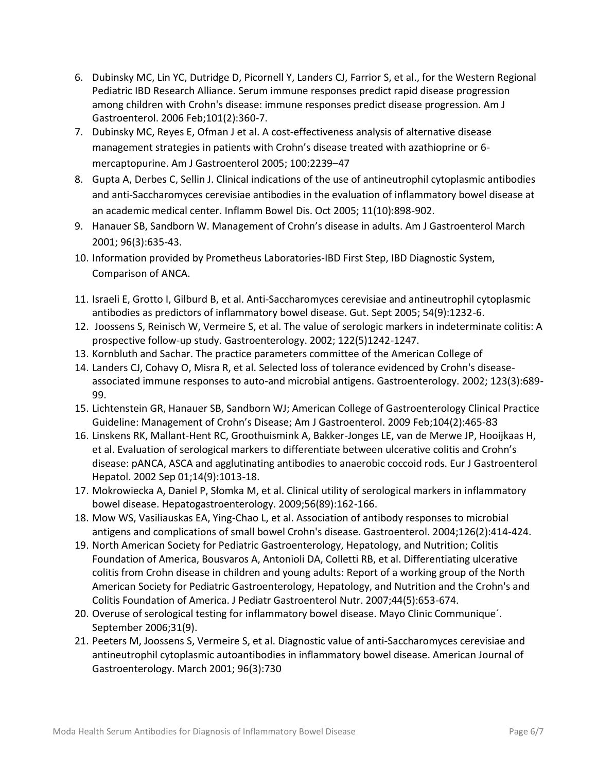6. Dubinsky MC, Lin YC, Dutridge D, Picornell Y, Landers CJ, Farrior S, et al., for the Western Regional Pediatric IBD Research Alliance. Serum immune responses predict rapid disease progression among children with Crohn's disease: immune responses predict disease progression. Am J Gastroenterol. 2006 Feb;101(2):360-7.
7. Dubinsky MC, Reyes E, Ofman J et al. A cost-effectiveness analysis of alternative disease management strategies in patients with Crohn's disease treated with azathioprine or 6-mercaptopurine. Am J Gastroenterol 2005; 100:2239–47
8. Gupta A, Derbes C, Sellin J. Clinical indications of the use of antineutrophil cytoplasmic antibodies and anti-Saccharomyces cerevisiae antibodies in the evaluation of inflammatory bowel disease at an academic medical center. Inflamm Bowel Dis. Oct 2005; 11(10):898-902.
9. Hanauer SB, Sandborn W. Management of Crohn's disease in adults. Am J Gastroenterol March 2001; 96(3):635-43.
10. Information provided by Prometheus Laboratories-IBD First Step, IBD Diagnostic System, Comparison of ANCA.
11. Israeli E, Grotto I, Gilburd B, et al. Anti-Saccharomyces cerevisiae and antineutrophil cytoplasmic antibodies as predictors of inflammatory bowel disease. Gut. Sept 2005; 54(9):1232-6.
12. Joossens S, Reinisch W, Vermeire S, et al. The value of serologic markers in indeterminate colitis: A prospective follow-up study. Gastroenterology. 2002; 122(5)1242-1247.
13. Kornbluth and Sachar. The practice parameters committee of the American College of
14. Landers CJ, Cohavy O, Misra R, et al. Selected loss of tolerance evidenced by Crohn's disease-associated immune responses to auto-and microbial antigens. Gastroenterology. 2002; 123(3):689-99.
15. Lichtenstein GR, Hanauer SB, Sandborn WJ; American College of Gastroenterology Clinical Practice Guideline: Management of Crohn's Disease; Am J Gastroenterol. 2009 Feb;104(2):465-83
16. Linskens RK, Mallant-Hent RC, Groothuismink A, Bakker-Jonges LE, van de Merwe JP, Hooijkaas H, et al. Evaluation of serological markers to differentiate between ulcerative colitis and Crohn's disease: pANCA, ASCA and agglutinating antibodies to anaerobic coccoid rods. Eur J Gastroenterol Hepatol. 2002 Sep 01;14(9):1013-18.
17. Mokrowiecka A, Daniel P, Słomka M, et al. Clinical utility of serological markers in inflammatory bowel disease. Hepatogastroenterology. 2009;56(89):162-166.
18. Mow WS, Vasiliauskas EA, Ying-Chao L, et al. Association of antibody responses to microbial antigens and complications of small bowel Crohn's disease. Gastroenterol. 2004;126(2):414-424.
19. North American Society for Pediatric Gastroenterology, Hepatology, and Nutrition; Colitis Foundation of America, Bousvaros A, Antonioli DA, Colletti RB, et al. Differentiating ulcerative colitis from Crohn disease in children and young adults: Report of a working group of the North American Society for Pediatric Gastroenterology, Hepatology, and Nutrition and the Crohn's and Colitis Foundation of America. J Pediatr Gastroenterol Nutr. 2007;44(5):653-674.
20. Overuse of serological testing for inflammatory bowel disease. Mayo Clinic Communique´. September 2006;31(9).
21. Peeters M, Joossens S, Vermeire S, et al. Diagnostic value of anti-Saccharomyces cerevisiae and antineutrophil cytoplasmic autoantibodies in inflammatory bowel disease. American Journal of Gastroenterology. March 2001; 96(3):730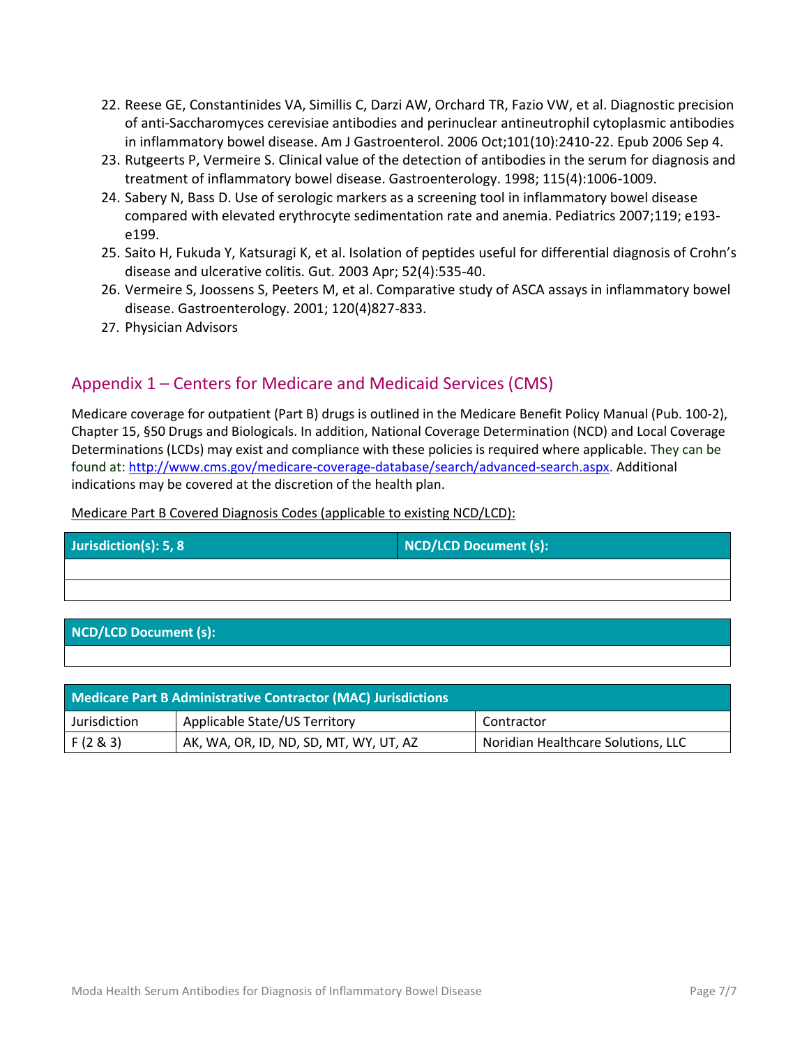22. Reese GE, Constantinides VA, Simillis C, Darzi AW, Orchard TR, Fazio VW, et al. Diagnostic precision of anti-Saccharomyces cerevisiae antibodies and perinuclear antineutrophil cytoplasmic antibodies in inflammatory bowel disease. Am J Gastroenterol. 2006 Oct;101(10):2410-22. Epub 2006 Sep 4.
23. Rutgeerts P, Vermeire S. Clinical value of the detection of antibodies in the serum for diagnosis and treatment of inflammatory bowel disease. Gastroenterology. 1998; 115(4):1006-1009.
24. Sabery N, Bass D. Use of serologic markers as a screening tool in inflammatory bowel disease compared with elevated erythrocyte sedimentation rate and anemia. Pediatrics 2007;119; e193-e199.
25. Saito H, Fukuda Y, Katsuragi K, et al. Isolation of peptides useful for differential diagnosis of Crohn's disease and ulcerative colitis. Gut. 2003 Apr; 52(4):535-40.
26. Vermeire S, Joossens S, Peeters M, et al. Comparative study of ASCA assays in inflammatory bowel disease. Gastroenterology. 2001; 120(4)827-833.
27. Physician Advisors

## Appendix 1 – Centers for Medicare and Medicaid Services (CMS)

Medicare coverage for outpatient (Part B) drugs is outlined in the Medicare Benefit Policy Manual (Pub. 100-2), Chapter 15, §50 Drugs and Biologicals. In addition, National Coverage Determination (NCD) and Local Coverage Determinations (LCDs) may exist and compliance with these policies is required where applicable. They can be found at: http://www.cms.gov/medicare-coverage-database/search/advanced-search.aspx. Additional indications may be covered at the discretion of the health plan.

Medicare Part B Covered Diagnosis Codes (applicable to existing NCD/LCD):

| Jurisdiction(s): 5, 8 | NCD/LCD Document (s): |
|---|---|
| | |
| | |

| NCD/LCD Document (s): |
|---|
| |

| Medicare Part B Administrative Contractor (MAC) Jurisdictions | | |
|---|---|---|
| Jurisdiction | Applicable State/US Territory | Contractor |
| F (2 & 3) | AK, WA, OR, ID, ND, SD, MT, WY, UT, AZ | Noridian Healthcare Solutions, LLC |